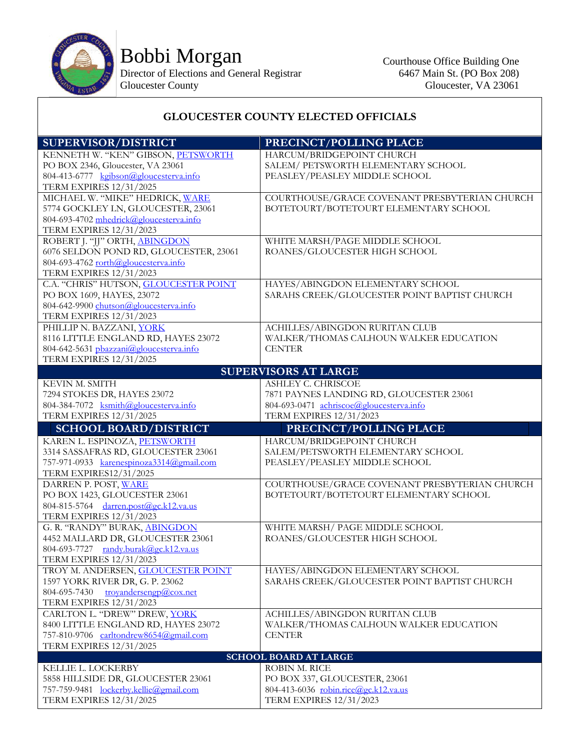# Bobbi Morgan

Director of Elections and General Registrar
Gloucester County

Courthouse Office Building One
6467 Main St. (PO Box 208)
Gloucester, VA 23061

## GLOUCESTER COUNTY ELECTED OFFICIALS

| SUPERVISOR/DISTRICT | PRECINCT/POLLING PLACE |
|---|---|
| KENNETH W. "KEN" GIBSON, PETSWORTH<br>PO BOX 2346, Gloucester, VA 23061<br>804-413-6777 kgibson@gloucesterva.info<br>TERM EXPIRES 12/31/2025 | HARCUM/BRIDGEPOINT CHURCH<br>SALEM/ PETSWORTH ELEMENTARY SCHOOL<br>PEASLEY/PEASLEY MIDDLE SCHOOL |
| MICHAEL W. "MIKE" HEDRICK, WARE<br>5774 GOCKLEY LN, GLOUCESTER, 23061<br>804-693-4702 mhedrick@gloucesterva.info<br>TERM EXPIRES 12/31/2023 | COURTHOUSE/GRACE COVENANT PRESBYTERIAN CHURCH<br>BOTETOURT/BOTETOURT ELEMENTARY SCHOOL |
| ROBERT J. "JJ" ORTH, ABINGDON<br>6076 SELDON POND RD, GLOUCESTER, 23061<br>804-693-4762 rorth@gloucesterva.info<br>TERM EXPIRES 12/31/2023 | WHITE MARSH/PAGE MIDDLE SCHOOL<br>ROANES/GLOUCESTER HIGH SCHOOL |
| C.A. "CHRIS" HUTSON, GLOUCESTER POINT<br>PO BOX 1609, HAYES, 23072<br>804-642-9900 chutson@gloucesterva.info<br>TERM EXPIRES 12/31/2023 | HAYES/ABINGDON ELEMENTARY SCHOOL<br>SARAHS CREEK/GLOUCESTER POINT BAPTIST CHURCH |
| PHILLIP N. BAZZANI, YORK<br>8116 LITTLE ENGLAND RD, HAYES 23072<br>804-642-5631 pbazzani@gloucesterva.info<br>TERM EXPIRES 12/31/2025 | ACHILLES/ABINGDON RURITAN CLUB<br>WALKER/THOMAS CALHOUN WALKER EDUCATION CENTER |
| **SUPERVISORS AT LARGE** | |
| KEVIN M. SMITH<br>7294 STOKES DR, HAYES 23072<br>804-384-7072 ksmith@gloucesterva.info<br>TERM EXPIRES 12/31/2025 | ASHLEY C. CHRISCOE<br>7871 PAYNES LANDING RD, GLOUCESTER 23061<br>804-693-0471 achriscoe@gloucesterva.info<br>TERM EXPIRES 12/31/2023 |
| **SCHOOL BOARD/DISTRICT** | **PRECINCT/POLLING PLACE** |
| KAREN L. ESPINOZA, PETSWORTH<br>3314 SASSAFRAS RD, GLOUCESTER 23061<br>757-971-0933 karenespinoza3314@gmail.com<br>TERM EXPIRES12/31/2025 | HARCUM/BRIDGEPOINT CHURCH<br>SALEM/PETSWORTH ELEMENTARY SCHOOL<br>PEASLEY/PEASLEY MIDDLE SCHOOL |
| DARREN P. POST, WARE<br>PO BOX 1423, GLOUCESTER 23061<br>804-815-5764 darren.post@gc.k12.va.us<br>TERM EXPIRES 12/31/2023 | COURTHOUSE/GRACE COVENANT PRESBYTERIAN CHURCH<br>BOTETOURT/BOTETOURT ELEMENTARY SCHOOL |
| G. R. "RANDY" BURAK, ABINGDON<br>4452 MALLARD DR, GLOUCESTER 23061<br>804-693-7727 randy.burak@gc.k12.va.us<br>TERM EXPIRES 12/31/2023 | WHITE MARSH/ PAGE MIDDLE SCHOOL<br>ROANES/GLOUCESTER HIGH SCHOOL |
| TROY M. ANDERSEN, GLOUCESTER POINT<br>1597 YORK RIVER DR, G. P. 23062<br>804-695-7430 troyandersengp@cox.net<br>TERM EXPIRES 12/31/2023 | HAYES/ABINGDON ELEMENTARY SCHOOL<br>SARAHS CREEK/GLOUCESTER POINT BAPTIST CHURCH |
| CARLTON L. "DREW" DREW, YORK<br>8400 LITTLE ENGLAND RD, HAYES 23072<br>757-810-9706 carltondrew8654@gmail.com<br>TERM EXPIRES 12/31/2025 | ACHILLES/ABINGDON RURITAN CLUB<br>WALKER/THOMAS CALHOUN WALKER EDUCATION CENTER |
| **SCHOOL BOARD AT LARGE** | |
| KELLIE L. LOCKERBY<br>5858 HILLSIDE DR, GLOUCESTER 23061<br>757-759-9481 lockerby.kellie@gmail.com<br>TERM EXPIRES 12/31/2025 | ROBIN M. RICE<br>PO BOX 337, GLOUCESTER, 23061<br>804-413-6036 robin.rice@gc.k12.va.us<br>TERM EXPIRES 12/31/2023 |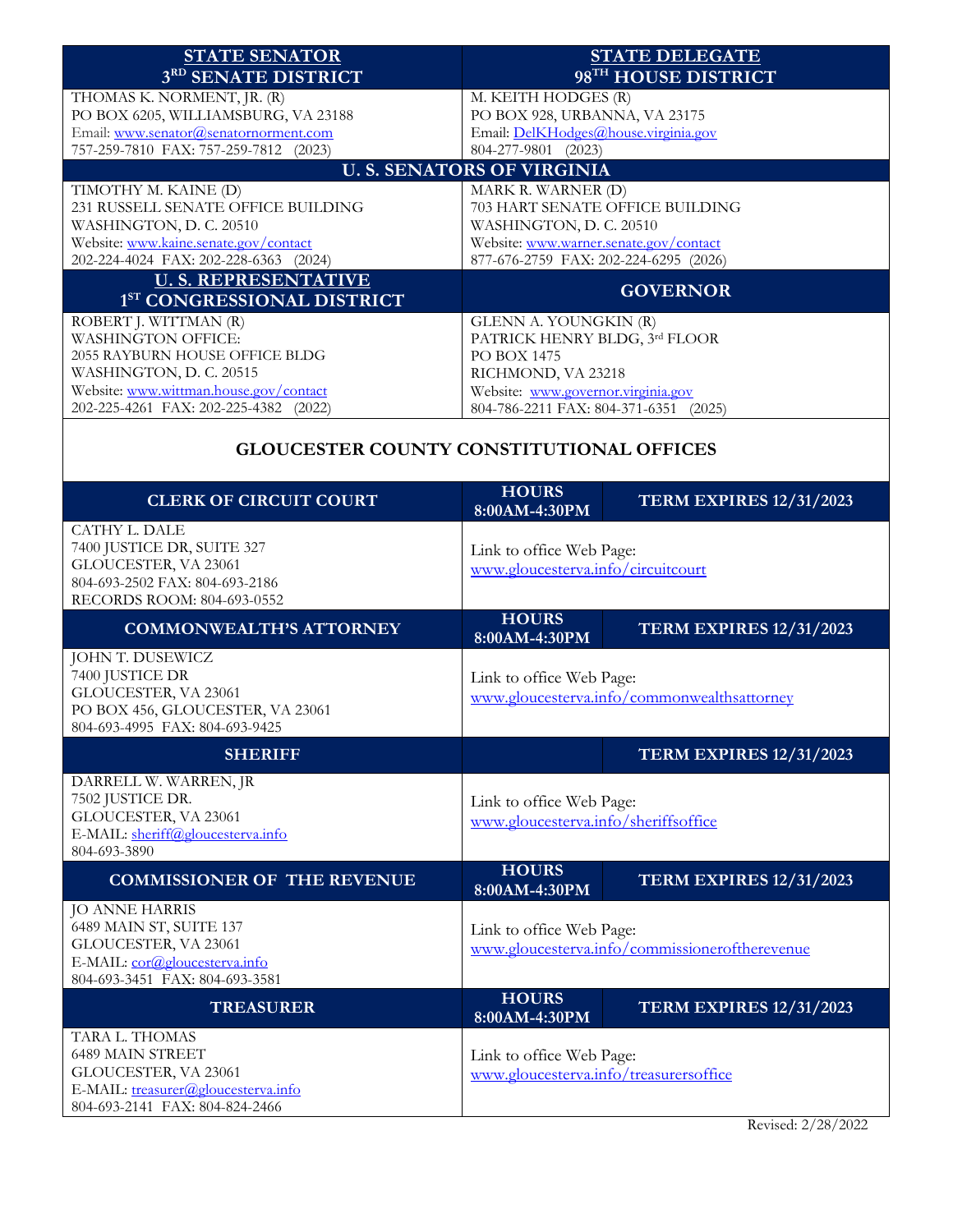| STATE SENATOR 3RD SENATE DISTRICT | STATE DELEGATE 98TH HOUSE DISTRICT |
| --- | --- |
| THOMAS K. NORMENT, JR. (R)<br>PO BOX 6205, WILLIAMSBURG, VA 23188<br>Email: www.senator@senatornorment.com<br>757-259-7810 FAX: 757-259-7812 (2023) | M. KEITH HODGES (R)<br>PO BOX 928, URBANNA, VA 23175<br>Email: DelKHodges@house.virginia.gov<br>804-277-9801 (2023) |
| **U. S. SENATORS OF VIRGINIA** | |
| TIMOTHY M. KAINE (D)<br>231 RUSSELL SENATE OFFICE BUILDING<br>WASHINGTON, D. C. 20510<br>Website: www.kaine.senate.gov/contact<br>202-224-4024 FAX: 202-228-6363 (2024) | MARK R. WARNER (D)<br>703 HART SENATE OFFICE BUILDING<br>WASHINGTON, D. C. 20510<br>Website: www.warner.senate.gov/contact<br>877-676-2759 FAX: 202-224-6295 (2026) |
| **U. S. REPRESENTATIVE 1ST CONGRESSIONAL DISTRICT** | **GOVERNOR** |
| ROBERT J. WITTMAN (R)<br>WASHINGTON OFFICE:<br>2055 RAYBURN HOUSE OFFICE BLDG<br>WASHINGTON, D. C. 20515<br>Website: www.wittman.house.gov/contact<br>202-225-4261 FAX: 202-225-4382 (2022) | GLENN A. YOUNGKIN (R)<br>PATRICK HENRY BLDG, 3rd FLOOR<br>PO BOX 1475<br>RICHMOND, VA 23218<br>Website: www.governor.virginia.gov<br>804-786-2211 FAX: 804-371-6351 (2025) |

## GLOUCESTER COUNTY CONSTITUTIONAL OFFICES

| CLERK OF CIRCUIT COURT | HOURS 8:00AM-4:30PM | TERM EXPIRES 12/31/2023 |
| --- | --- | --- |
| CATHY L. DALE<br>7400 JUSTICE DR, SUITE 327<br>GLOUCESTER, VA 23061<br>804-693-2502 FAX: 804-693-2186<br>RECORDS ROOM: 804-693-0552 | Link to office Web Page:<br>www.gloucesterva.info/circuitcourt | |
| **COMMONWEALTH'S ATTORNEY** | **HOURS 8:00AM-4:30PM** | **TERM EXPIRES 12/31/2023** |
| JOHN T. DUSEWICZ<br>7400 JUSTICE DR<br>GLOUCESTER, VA 23061<br>PO BOX 456, GLOUCESTER, VA 23061<br>804-693-4995 FAX: 804-693-9425 | Link to office Web Page:<br>www.gloucesterva.info/commonwealthsattorney | |
| **SHERIFF** | | **TERM EXPIRES 12/31/2023** |
| DARRELL W. WARREN, JR<br>7502 JUSTICE DR.<br>GLOUCESTER, VA 23061<br>E-MAIL: sheriff@gloucesterva.info<br>804-693-3890 | Link to office Web Page:<br>www.gloucesterva.info/sheriffsoffice | |
| **COMMISSIONER OF THE REVENUE** | **HOURS 8:00AM-4:30PM** | **TERM EXPIRES 12/31/2023** |
| JO ANNE HARRIS<br>6489 MAIN ST, SUITE 137<br>GLOUCESTER, VA 23061<br>E-MAIL: cor@gloucesterva.info<br>804-693-3451 FAX: 804-693-3581 | Link to office Web Page:<br>www.gloucesterva.info/commissioneroftherevenue | |
| **TREASURER** | **HOURS 8:00AM-4:30PM** | **TERM EXPIRES 12/31/2023** |
| TARA L. THOMAS<br>6489 MAIN STREET<br>GLOUCESTER, VA 23061<br>E-MAIL: treasurer@gloucesterva.info<br>804-693-2141 FAX: 804-824-2466 | Link to office Web Page:<br>www.gloucesterva.info/treasurersoffice | |

Revised: 2/28/2022